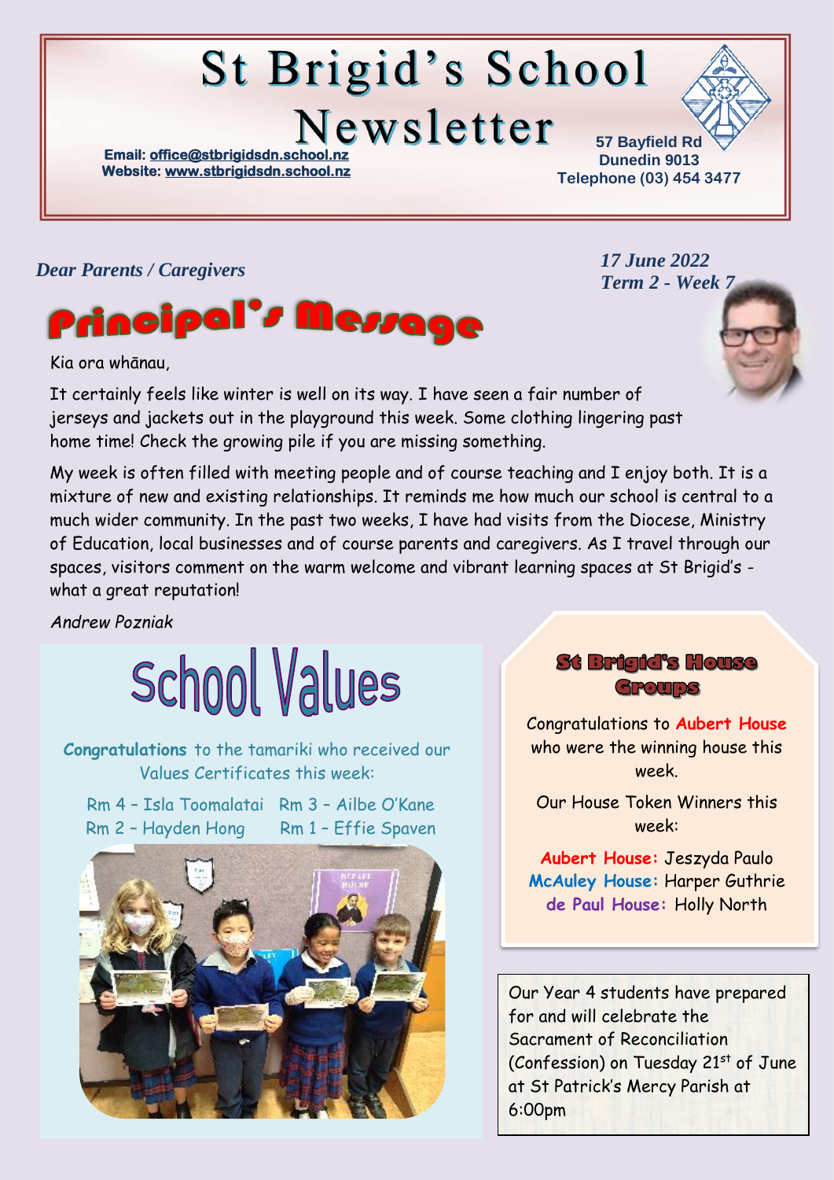# St Brigid's School Newsletter

**Email:** office@stbrigidsdn.school.nz
**Website:** www.stbrigidsdn.school.nz

**57 Bayfield Rd**
**Dunedin 9013**
**Telephone (03) 454 3477**

***Dear Parents / Caregivers***

***17 June 2022***
***Term 2 - Week 7***

## Principal's Message

Kia ora whānau,

It certainly feels like winter is well on its way. I have seen a fair number of jerseys and jackets out in the playground this week. Some clothing lingering past home time! Check the growing pile if you are missing something.

My week is often filled with meeting people and of course teaching and I enjoy both. It is a mixture of new and existing relationships. It reminds me how much our school is central to a much wider community. In the past two weeks, I have had visits from the Diocese, Ministry of Education, local businesses and of course parents and caregivers. As I travel through our spaces, visitors comment on the warm welcome and vibrant learning spaces at St Brigid's - what a great reputation!

*Andrew Pozniak*

## School Values

**Congratulations** to the tamariki who received our Values Certificates this week:

Rm 4 – Isla Toomalatai
Rm 3 – Ailbe O'Kane
Rm 2 – Hayden Hong
Rm 1 – Effie Spaven

## St Brigid's House Groups

Congratulations to **Aubert House** who were the winning house this week.

Our House Token Winners this week:

**Aubert House:** Jeszyda Paulo
**McAuley House:** Harper Guthrie
**de Paul House:** Holly North

Our Year 4 students have prepared for and will celebrate the Sacrament of Reconciliation (Confession) on Tuesday 21st of June at St Patrick's Mercy Parish at 6:00pm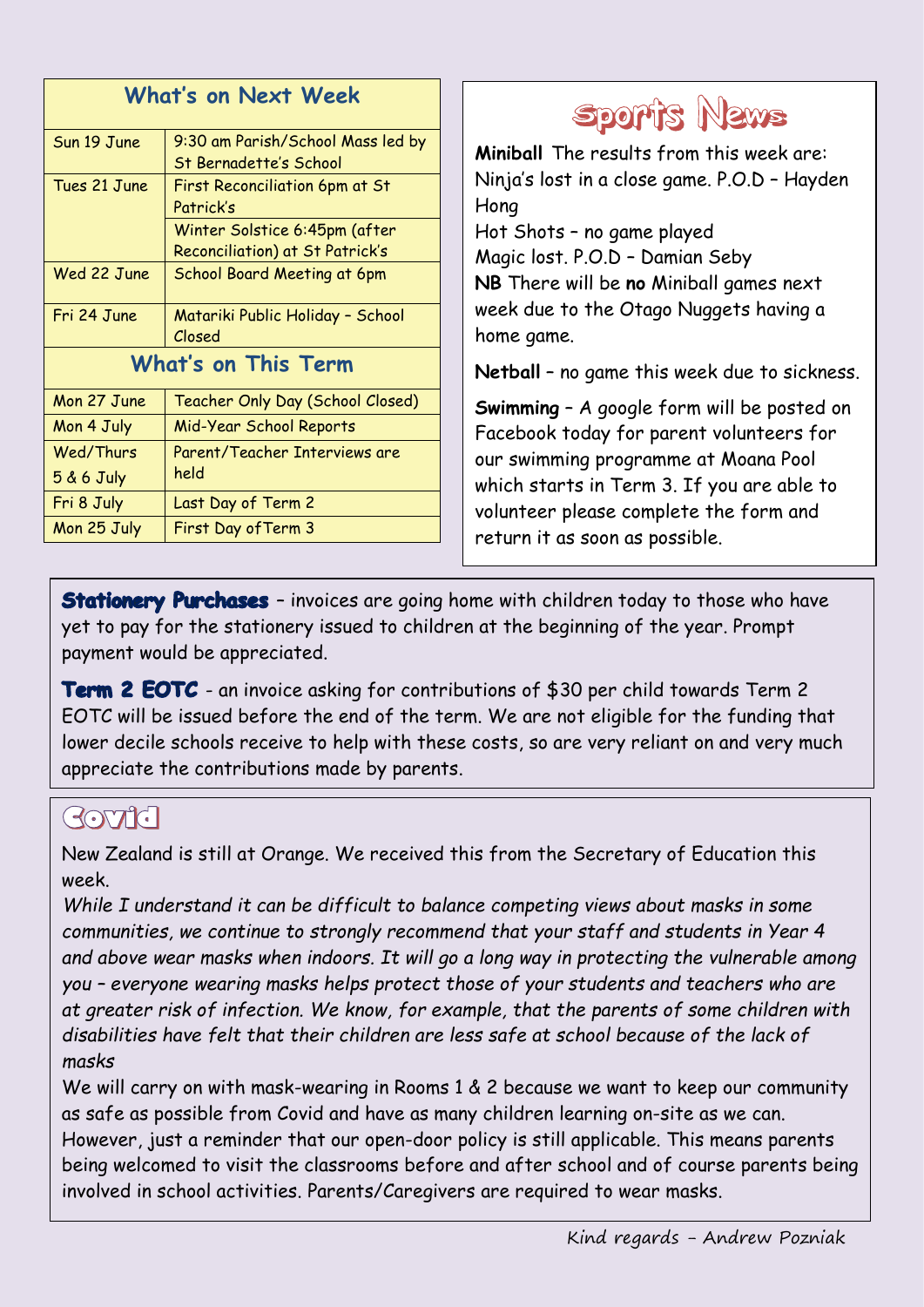## What's on Next Week

| Date | Event |
|---|---|
| Sun 19 June | 9:30 am Parish/School Mass led by St Bernadette's School |
| Tues 21 June | First Reconciliation 6pm at St Patrick's |
| | Winter Solstice 6:45pm (after Reconciliation) at St Patrick's |
| Wed 22 June | School Board Meeting at 6pm |
| Fri 24 June | Matariki Public Holiday – School Closed |

## What's on This Term

| Date | Event |
|---|---|
| Mon 27 June | Teacher Only Day (School Closed) |
| Mon 4 July | Mid-Year School Reports |
| Wed/Thurs 5 & 6 July | Parent/Teacher Interviews are held |
| Fri 8 July | Last Day of Term 2 |
| Mon 25 July | First Day ofTerm 3 |

## Sports News

**Miniball** The results from this week are:
Ninja's lost in a close game. P.O.D – Hayden Hong
Hot Shots – no game played
Magic lost. P.O.D – Damian Seby
**NB** There will be **no** Miniball games next week due to the Otago Nuggets having a home game.

**Netball** – no game this week due to sickness.

**Swimming** – A google form will be posted on Facebook today for parent volunteers for our swimming programme at Moana Pool which starts in Term 3. If you are able to volunteer please complete the form and return it as soon as possible.

**Stationery Purchases** – invoices are going home with children today to those who have yet to pay for the stationery issued to children at the beginning of the year. Prompt payment would be appreciated.

**Term 2 EOTC** - an invoice asking for contributions of $30 per child towards Term 2 EOTC will be issued before the end of the term. We are not eligible for the funding that lower decile schools receive to help with these costs, so are very reliant on and very much appreciate the contributions made by parents.

## Covid

New Zealand is still at Orange. We received this from the Secretary of Education this week.

*While I understand it can be difficult to balance competing views about masks in some communities, we continue to strongly recommend that your staff and students in Year 4 and above wear masks when indoors. It will go a long way in protecting the vulnerable among you – everyone wearing masks helps protect those of your students and teachers who are at greater risk of infection. We know, for example, that the parents of some children with disabilities have felt that their children are less safe at school because of the lack of masks*

We will carry on with mask-wearing in Rooms 1 & 2 because we want to keep our community as safe as possible from Covid and have as many children learning on-site as we can. However, just a reminder that our open-door policy is still applicable. This means parents being welcomed to visit the classrooms before and after school and of course parents being involved in school activities. Parents/Caregivers are required to wear masks.

Kind regards – Andrew Pozniak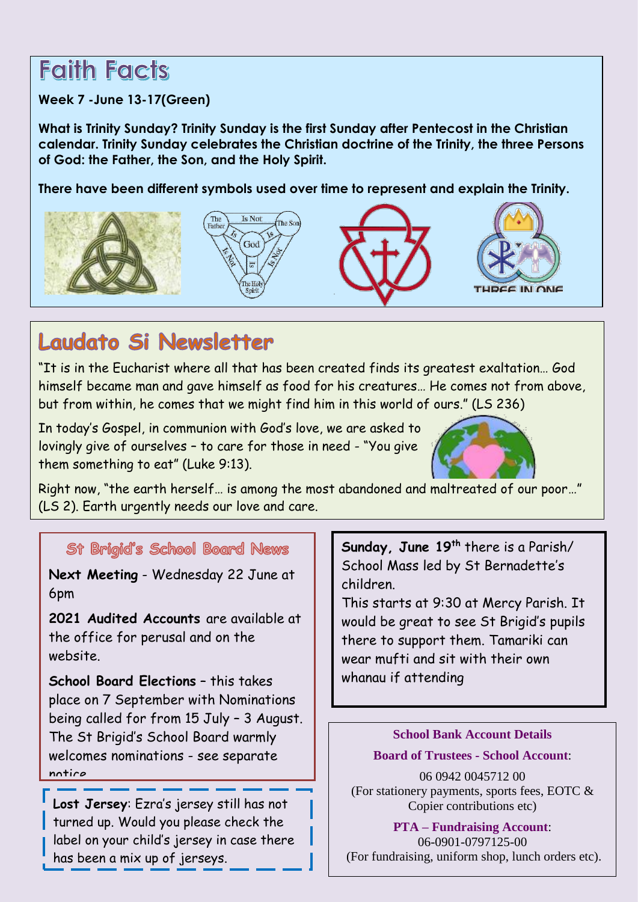# Faith Facts

**Week 7 -June 13-17(Green)**

**What is Trinity Sunday? Trinity Sunday is the first Sunday after Pentecost in the Christian calendar. Trinity Sunday celebrates the Christian doctrine of the Trinity, the three Persons of God: the Father, the Son, and the Holy Spirit.**

**There have been different symbols used over time to represent and explain the Trinity.**

# Laudato Si Newsletter

"It is in the Eucharist where all that has been created finds its greatest exaltation… God himself became man and gave himself as food for his creatures… He comes not from above, but from within, he comes that we might find him in this world of ours." (LS 236)

In today's Gospel, in communion with God's love, we are asked to lovingly give of ourselves – to care for those in need - "You give them something to eat" (Luke 9:13).

Right now, "the earth herself… is among the most abandoned and maltreated of our poor…" (LS 2). Earth urgently needs our love and care.

## St Brigid's School Board News

**Next Meeting** - Wednesday 22 June at 6pm

**2021 Audited Accounts** are available at the office for perusal and on the website.

**School Board Elections** – this takes place on 7 September with Nominations being called for from 15 July – 3 August. The St Brigid's School Board warmly welcomes nominations - see separate notice.

**Lost Jersey**: Ezra's jersey still has not turned up. Would you please check the label on your child's jersey in case there has been a mix up of jerseys.

**Sunday, June 19th** there is a Parish/ School Mass led by St Bernadette's children.
This starts at 9:30 at Mercy Parish. It would be great to see St Brigid's pupils there to support them. Tamariki can wear mufti and sit with their own whanau if attending

**School Bank Account Details**

**Board of Trustees - School Account**:

06 0942 0045712 00
(For stationery payments, sports fees, EOTC & Copier contributions etc)

**PTA – Fundraising Account**:
06-0901-0797125-00
(For fundraising, uniform shop, lunch orders etc).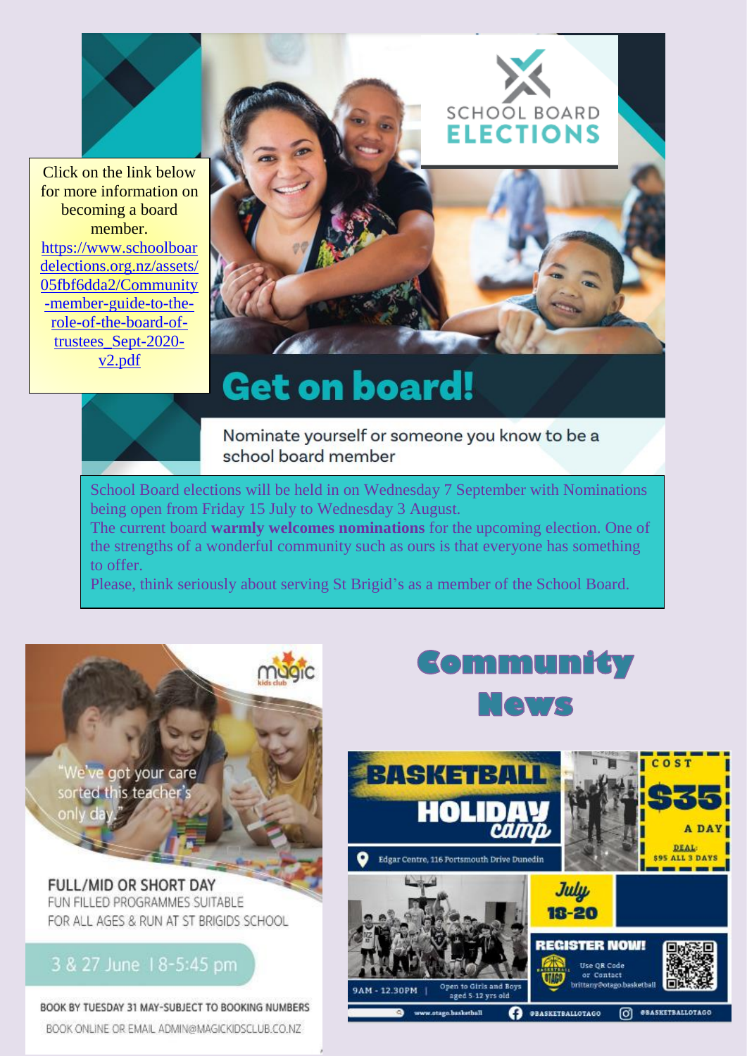Click on the link below for more information on becoming a board member.
https://www.schoolboardelections.org.nz/assets/05fbf6dda2/Community-member-guide-to-the-role-of-the-board-of-trustees_Sept-2020-v2.pdf

SCHOOL BOARD ELECTIONS

# Get on board!

Nominate yourself or someone you know to be a school board member

School Board elections will be held in on Wednesday 7 September with Nominations being open from Friday 15 July to Wednesday 3 August.
The current board **warmly welcomes nominations** for the upcoming election. One of the strengths of a wonderful community such as ours is that everyone has something to offer.
Please, think seriously about serving St Brigid's as a member of the School Board.

# Community News

magic kids club

"We've got your care sorted this teacher's only day."

FULL/MID OR SHORT DAY
FUN FILLED PROGRAMMES SUITABLE FOR ALL AGES & RUN AT ST BRIGIDS SCHOOL

3 & 27 June | 8-5:45 pm

BOOK BY TUESDAY 31 MAY-SUBJECT TO BOOKING NUMBERS
BOOK ONLINE OR EMAIL ADMIN@MAGICKIDSCLUB.CO.NZ

BASKETBALL HOLIDAY camp

Edgar Centre, 116 Portsmouth Drive Dunedin

COST $35 A DAY
DEAL: $95 ALL 3 DAYS

July 18-20

9AM - 12.30PM | Open to Girls and Boys aged 5-12 yrs old

REGISTER NOW!
Use QR Code or Contact brittany@otago.basketball

www.otago.basketball @BASKETBALLOTAGO @BASKETBALLOTAGO